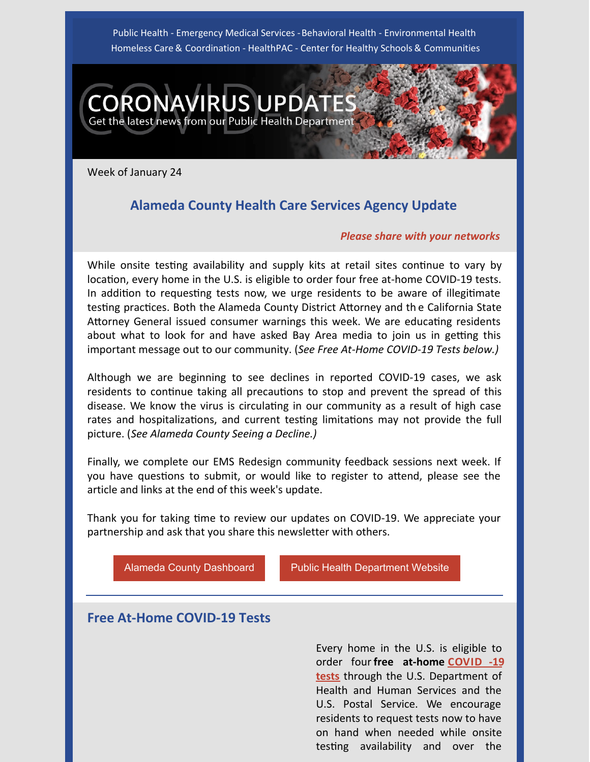Public Health - Emergency Medical Services - Behavioral Health - Environmental Health
Homeless Care & Coordination - HealthPAC - Center for Healthy Schools & Communities

# CORONAVIRUS UPDATES

Get the latest news from our Public Health Department

Week of January 24

## Alameda County Health Care Services Agency Update

***Please share with your networks***

While onsite testing availability and supply kits at retail sites continue to vary by location, every home in the U.S. is eligible to order four free at-home COVID-19 tests. In addition to requesting tests now, we urge residents to be aware of illegitimate testing practices. Both the Alameda County District Attorney and the California State Attorney General issued consumer warnings this week. We are educating residents about what to look for and have asked Bay Area media to join us in getting this important message out to our community. (*See Free At-Home COVID-19 Tests below.)*

Although we are beginning to see declines in reported COVID-19 cases, we ask residents to continue taking all precautions to stop and prevent the spread of this disease. We know the virus is circulating in our community as a result of high case rates and hospitalizations, and current testing limitations may not provide the full picture. (*See Alameda County Seeing a Decline.)*

Finally, we complete our EMS Redesign community feedback sessions next week. If you have questions to submit, or would like to register to attend, please see the article and links at the end of this week's update.

Thank you for taking time to review our updates on COVID-19. We appreciate your partnership and ask that you share this newsletter with others.

Alameda County Dashboard | Public Health Department Website

## Free At-Home COVID-19 Tests

Every home in the U.S. is eligible to order four **free at-home COVID-19 tests** through the U.S. Department of Health and Human Services and the U.S. Postal Service. We encourage residents to request tests now to have on hand when needed while onsite testing availability and over the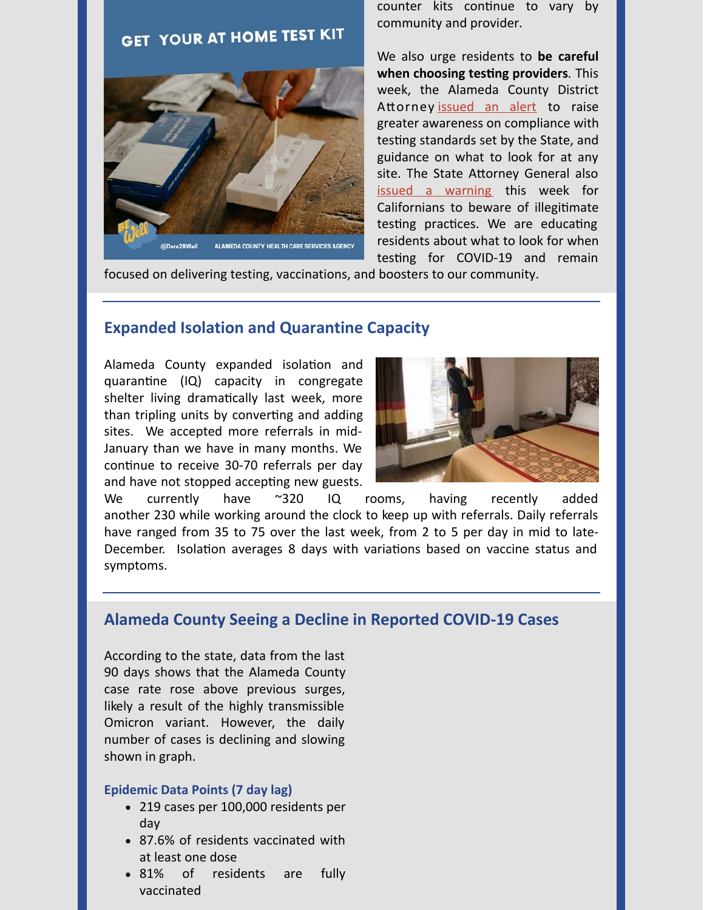counter kits continue to vary by community and provider.

We also urge residents to **be careful when choosing testing providers**. This week, the Alameda County District Attorney issued an alert to raise greater awareness on compliance with testing standards set by the State, and guidance on what to look for at any site. The State Attorney General also issued a warning this week for Californians to beware of illegitimate testing practices. We are educating residents about what to look for when testing for COVID-19 and remain focused on delivering testing, vaccinations, and boosters to our community.

## Expanded Isolation and Quarantine Capacity

Alameda County expanded isolation and quarantine (IQ) capacity in congregate shelter living dramatically last week, more than tripling units by converting and adding sites. We accepted more referrals in mid-January than we have in many months. We continue to receive 30-70 referrals per day and have not stopped accepting new guests. We currently have ~320 IQ rooms, having recently added another 230 while working around the clock to keep up with referrals. Daily referrals have ranged from 35 to 75 over the last week, from 2 to 5 per day in mid to late-December. Isolation averages 8 days with variations based on vaccine status and symptoms.

## Alameda County Seeing a Decline in Reported COVID-19 Cases

According to the state, data from the last 90 days shows that the Alameda County case rate rose above previous surges, likely a result of the highly transmissible Omicron variant. However, the daily number of cases is declining and slowing shown in graph.

### Epidemic Data Points (7 day lag)

- 219 cases per 100,000 residents per day
- 87.6% of residents vaccinated with at least one dose
- 81% of residents are fully vaccinated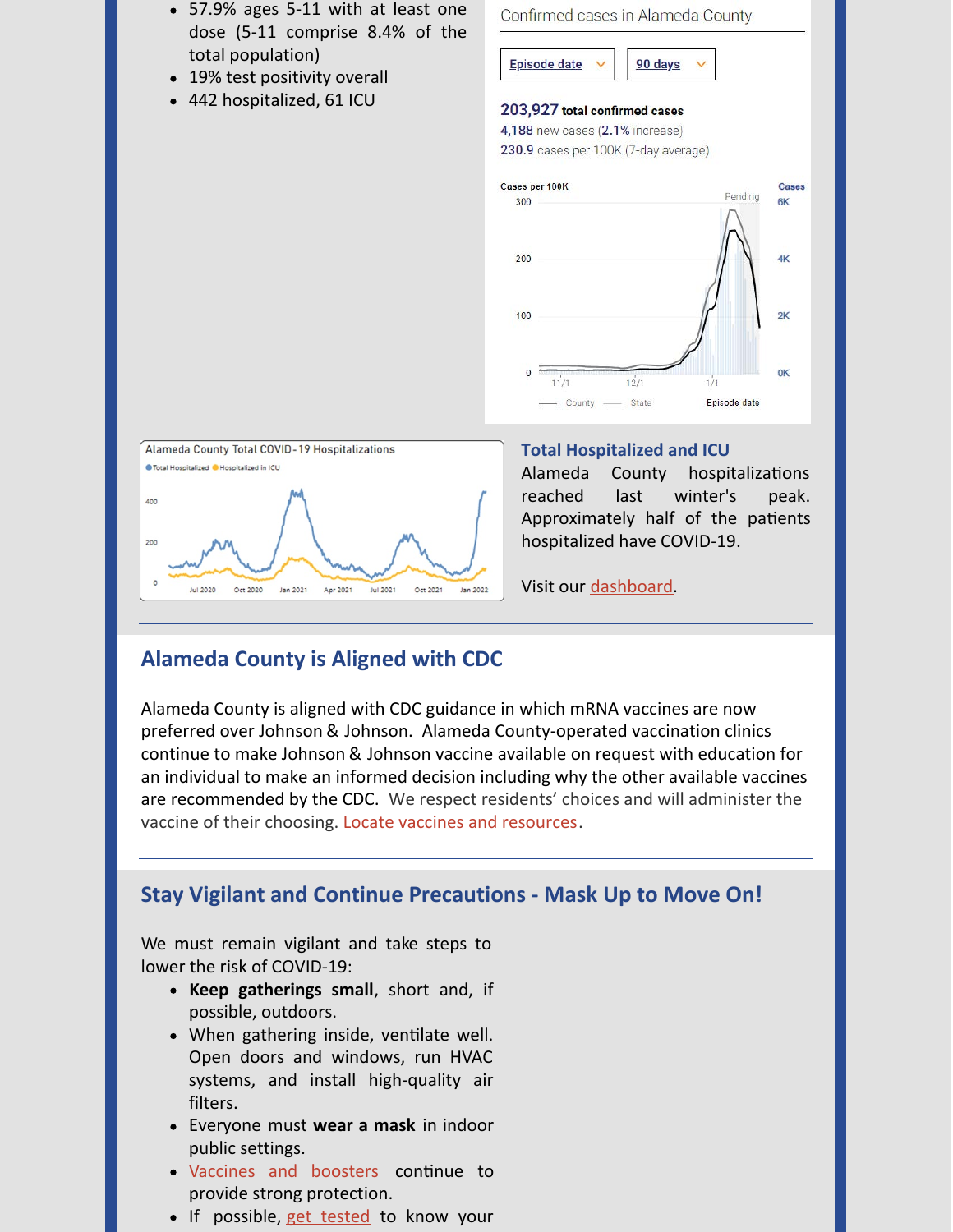- 57.9% ages 5-11 with at least one dose (5-11 comprise 8.4% of the total population)
- 19% test positivity overall
- 442 hospitalized, 61 ICU

Confirmed cases in Alameda County

Episode date | 90 days

**203,927 total confirmed cases**
4,188 new cases (2.1% increase)
230.9 cases per 100K (7-day average)

Alameda County Total COVID-19 Hospitalizations

### Total Hospitalized and ICU

Alameda County hospitalizations reached last winter's peak. Approximately half of the patients hospitalized have COVID-19.

Visit our dashboard.

## Alameda County is Aligned with CDC

Alameda County is aligned with CDC guidance in which mRNA vaccines are now preferred over Johnson & Johnson. Alameda County-operated vaccination clinics continue to make Johnson & Johnson vaccine available on request with education for an individual to make an informed decision including why the other available vaccines are recommended by the CDC. We respect residents' choices and will administer the vaccine of their choosing. Locate vaccines and resources.

## Stay Vigilant and Continue Precautions - Mask Up to Move On!

We must remain vigilant and take steps to lower the risk of COVID-19:

- **Keep gatherings small**, short and, if possible, outdoors.
- When gathering inside, ventilate well. Open doors and windows, run HVAC systems, and install high-quality air filters.
- Everyone must **wear a mask** in indoor public settings.
- Vaccines and boosters continue to provide strong protection.
- If possible, get tested to know your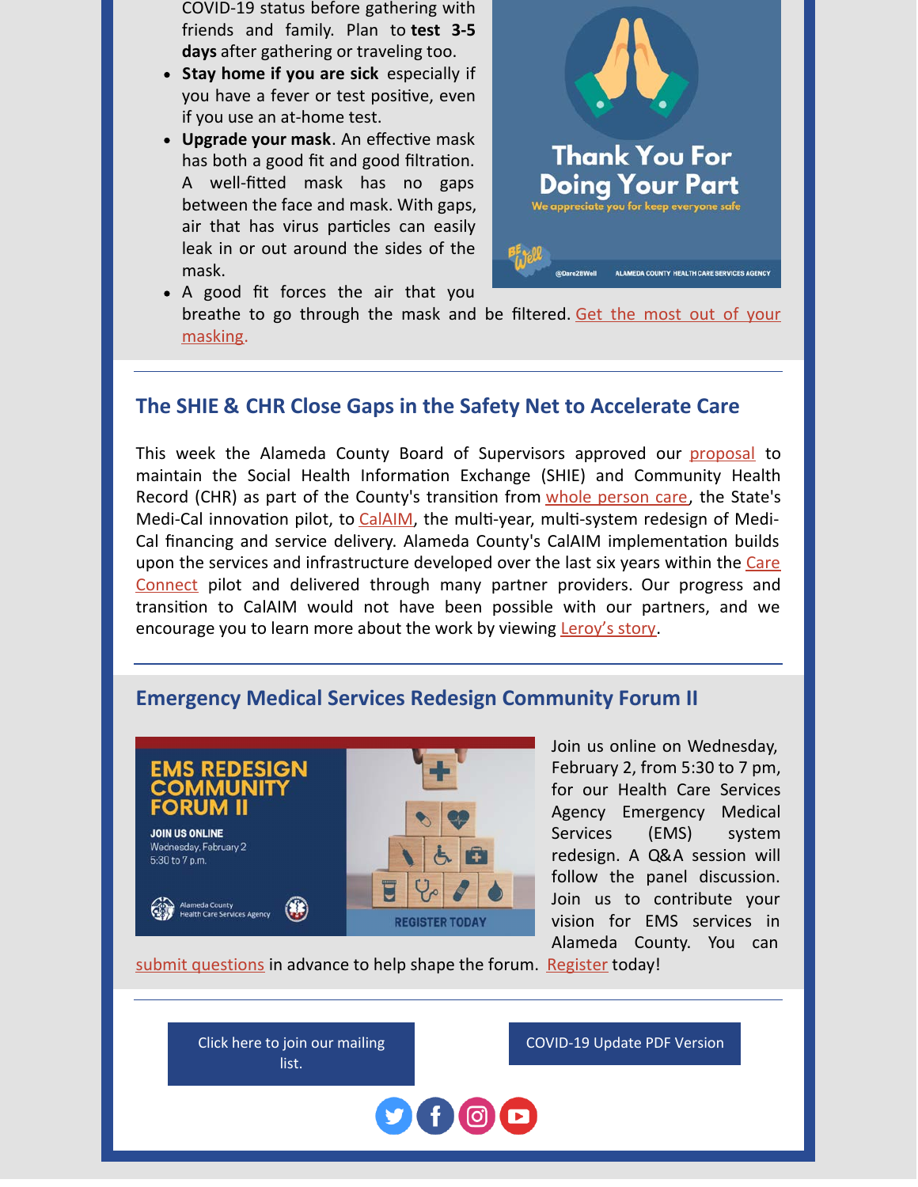COVID-19 status before gathering with friends and family. Plan to **test 3-5 days** after gathering or traveling too.

- **Stay home if you are sick** especially if you have a fever or test positive, even if you use an at-home test.
- **Upgrade your mask**. An effective mask has both a good fit and good filtration. A well-fitted mask has no gaps between the face and mask. With gaps, air that has virus particles can easily leak in or out around the sides of the mask.
- A good fit forces the air that you breathe to go through the mask and be filtered. Get the most out of your masking.

## The SHIE & CHR Close Gaps in the Safety Net to Accelerate Care

This week the Alameda County Board of Supervisors approved our proposal to maintain the Social Health Information Exchange (SHIE) and Community Health Record (CHR) as part of the County's transition from whole person care, the State's Medi-Cal innovation pilot, to CalAIM, the multi-year, multi-system redesign of Medi-Cal financing and service delivery. Alameda County's CalAIM implementation builds upon the services and infrastructure developed over the last six years within the Care Connect pilot and delivered through many partner providers. Our progress and transition to CalAIM would not have been possible with our partners, and we encourage you to learn more about the work by viewing Leroy's story.

## Emergency Medical Services Redesign Community Forum II

Join us online on Wednesday, February 2, from 5:30 to 7 pm, for our Health Care Services Agency Emergency Medical Services (EMS) system redesign. A Q&A session will follow the panel discussion. Join us to contribute your vision for EMS services in Alameda County. You can submit questions in advance to help shape the forum. Register today!

Click here to join our mailing list.

COVID-19 Update PDF Version